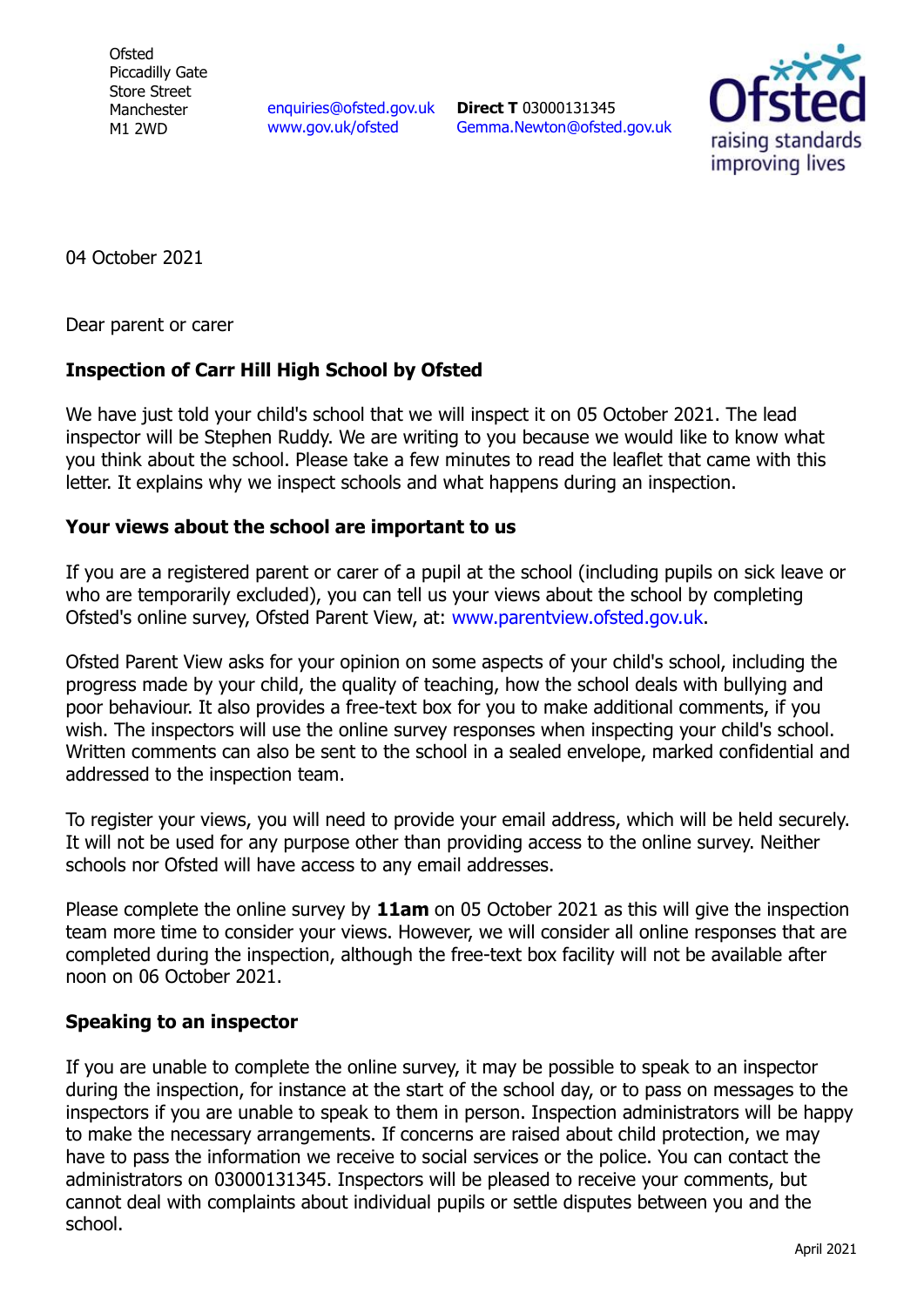Ofsted
Piccadilly Gate
Store Street
Manchester
M1 2WD

enquiries@ofsted.gov.uk
www.gov.uk/ofsted

**Direct T** 03000131345
Gemma.Newton@ofsted.gov.uk

Ofsted
raising standards
improving lives

04 October 2021

Dear parent or carer

**Inspection of Carr Hill High School by Ofsted**

We have just told your child's school that we will inspect it on 05 October 2021. The lead inspector will be Stephen Ruddy. We are writing to you because we would like to know what you think about the school. Please take a few minutes to read the leaflet that came with this letter. It explains why we inspect schools and what happens during an inspection.

**Your views about the school are important to us**

If you are a registered parent or carer of a pupil at the school (including pupils on sick leave or who are temporarily excluded), you can tell us your views about the school by completing Ofsted's online survey, Ofsted Parent View, at: www.parentview.ofsted.gov.uk.

Ofsted Parent View asks for your opinion on some aspects of your child's school, including the progress made by your child, the quality of teaching, how the school deals with bullying and poor behaviour. It also provides a free-text box for you to make additional comments, if you wish. The inspectors will use the online survey responses when inspecting your child's school. Written comments can also be sent to the school in a sealed envelope, marked confidential and addressed to the inspection team.

To register your views, you will need to provide your email address, which will be held securely. It will not be used for any purpose other than providing access to the online survey. Neither schools nor Ofsted will have access to any email addresses.

Please complete the online survey by **11am** on 05 October 2021 as this will give the inspection team more time to consider your views. However, we will consider all online responses that are completed during the inspection, although the free-text box facility will not be available after noon on 06 October 2021.

**Speaking to an inspector**

If you are unable to complete the online survey, it may be possible to speak to an inspector during the inspection, for instance at the start of the school day, or to pass on messages to the inspectors if you are unable to speak to them in person. Inspection administrators will be happy to make the necessary arrangements. If concerns are raised about child protection, we may have to pass the information we receive to social services or the police. You can contact the administrators on 03000131345. Inspectors will be pleased to receive your comments, but cannot deal with complaints about individual pupils or settle disputes between you and the school.

April 2021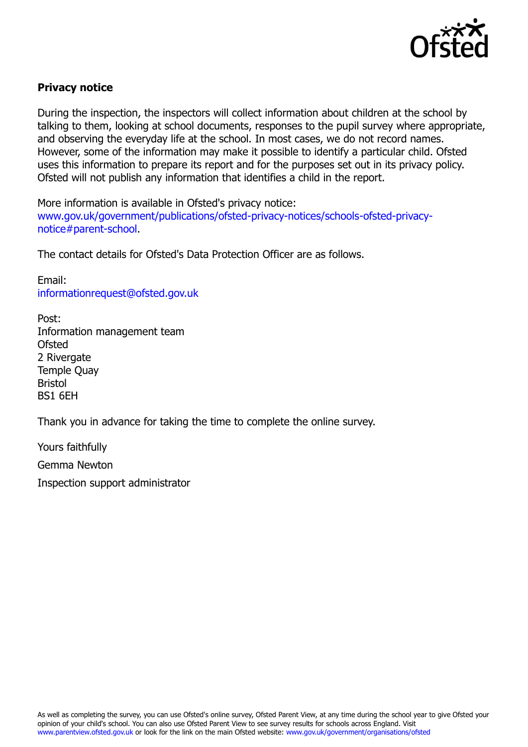**Privacy notice**

During the inspection, the inspectors will collect information about children at the school by talking to them, looking at school documents, responses to the pupil survey where appropriate, and observing the everyday life at the school. In most cases, we do not record names. However, some of the information may make it possible to identify a particular child. Ofsted uses this information to prepare its report and for the purposes set out in its privacy policy. Ofsted will not publish any information that identifies a child in the report.

More information is available in Ofsted's privacy notice:
www.gov.uk/government/publications/ofsted-privacy-notices/schools-ofsted-privacy-notice#parent-school.

The contact details for Ofsted's Data Protection Officer are as follows.

Email:
informationrequest@ofsted.gov.uk

Post:
Information management team
Ofsted
2 Rivergate
Temple Quay
Bristol
BS1 6EH

Thank you in advance for taking the time to complete the online survey.

Yours faithfully

Gemma Newton

Inspection support administrator

As well as completing the survey, you can use Ofsted's online survey, Ofsted Parent View, at any time during the school year to give Ofsted your opinion of your child's school. You can also use Ofsted Parent View to see survey results for schools across England. Visit www.parentview.ofsted.gov.uk or look for the link on the main Ofsted website: www.gov.uk/government/organisations/ofsted